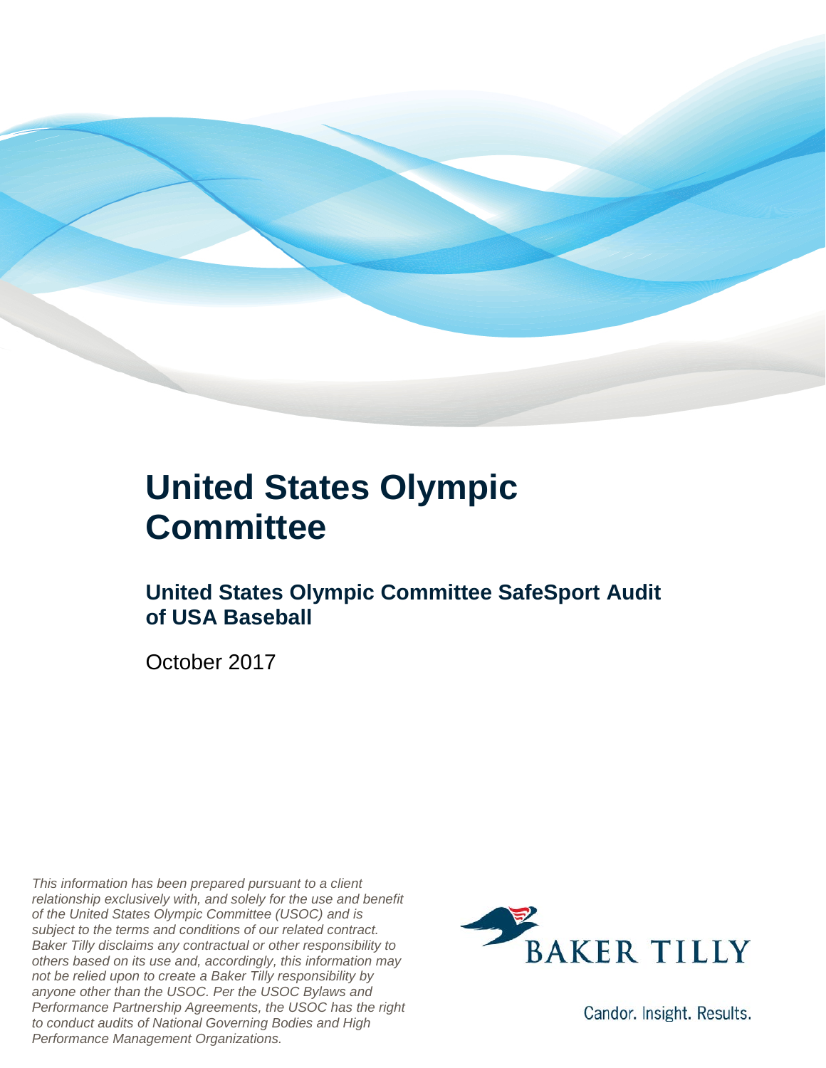# United States Olympic Committee

## United States Olympic Committee SafeSport Audit of USA Baseball

October 2017

*This information has been prepared pursuant to a client relationship exclusively with, and solely for the use and benefit of the United States Olympic Committee (USOC) and is subject to the terms and conditions of our related contract. Baker Tilly disclaims any contractual or other responsibility to others based on its use and, accordingly, this information may not be relied upon to create a Baker Tilly responsibility by anyone other than the USOC. Per the USOC Bylaws and Performance Partnership Agreements, the USOC has the right to conduct audits of National Governing Bodies and High Performance Management Organizations.*

BAKER TILLY

Candor. Insight. Results.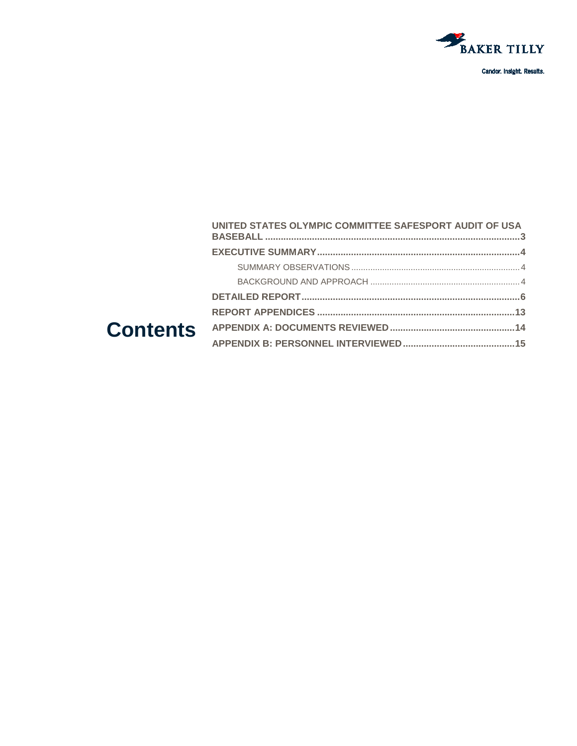# Contents

- UNITED STATES OLYMPIC COMMITTEE SAFESPORT AUDIT OF USA BASEBALL ... 3
- EXECUTIVE SUMMARY ... 4
  - SUMMARY OBSERVATIONS ... 4
  - BACKGROUND AND APPROACH ... 4
- DETAILED REPORT ... 6
- REPORT APPENDICES ... 13
- APPENDIX A: DOCUMENTS REVIEWED ... 14
- APPENDIX B: PERSONNEL INTERVIEWED ... 15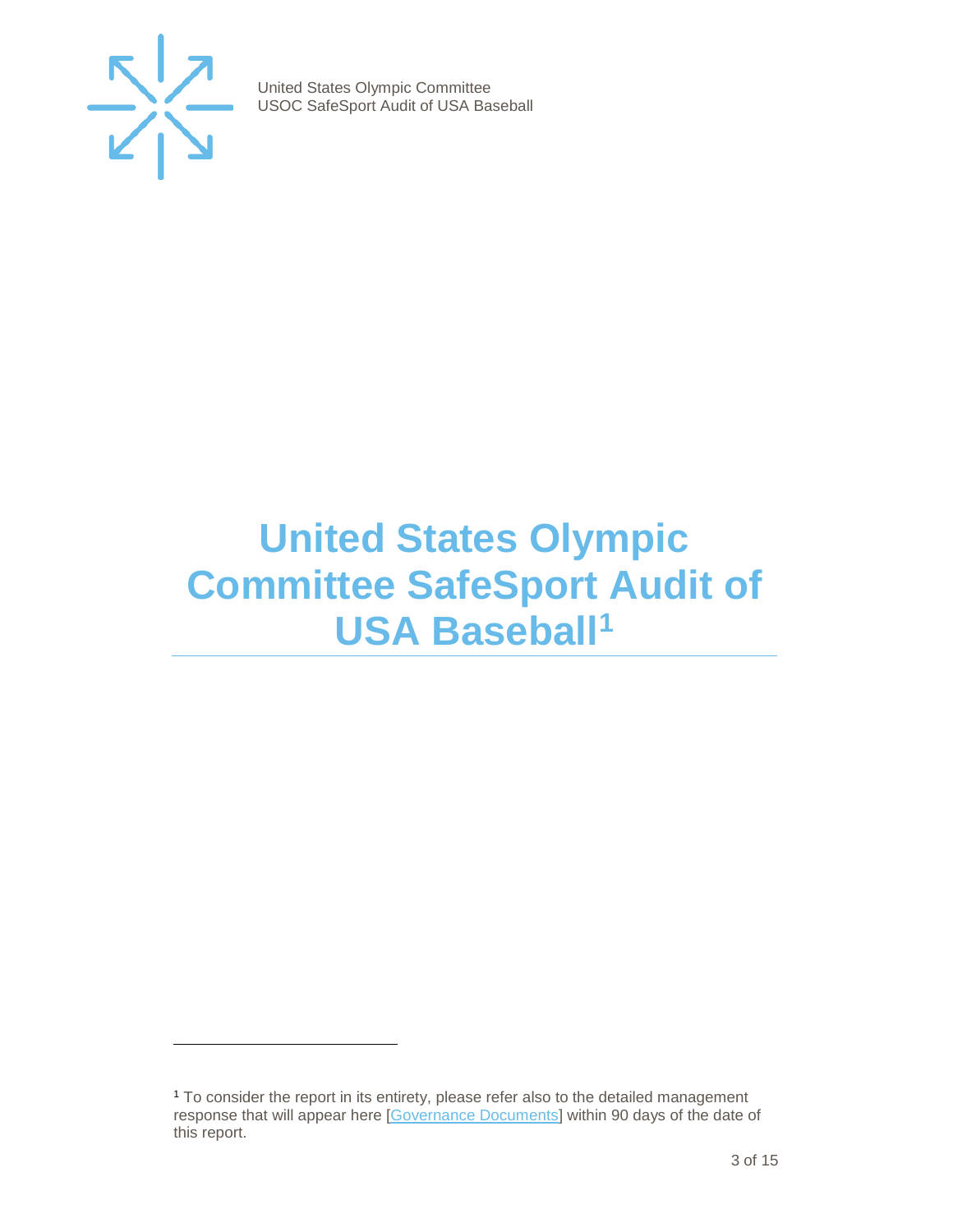# United States Olympic Committee SafeSport Audit of USA Baseball[1]

[1] To consider the report in its entirety, please refer also to the detailed management response that will appear here [Governance Documents] within 90 days of the date of this report.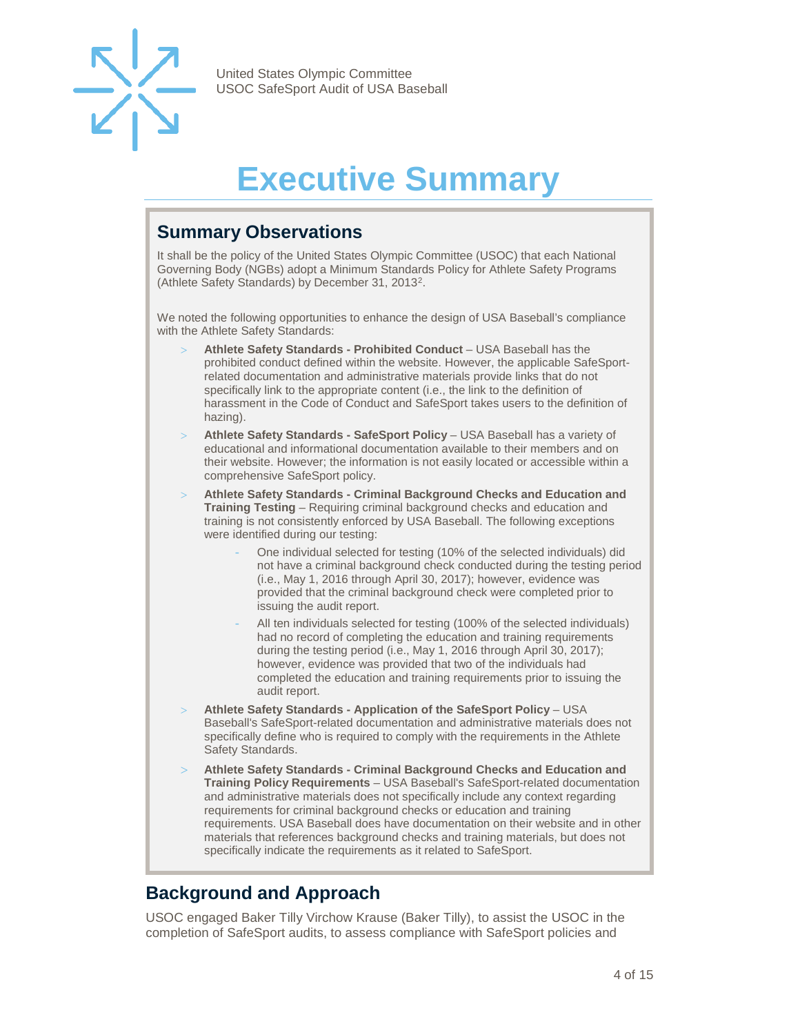# Executive Summary

## Summary Observations

It shall be the policy of the United States Olympic Committee (USOC) that each National Governing Body (NGBs) adopt a Minimum Standards Policy for Athlete Safety Programs (Athlete Safety Standards) by December 31, 2013[2].

We noted the following opportunities to enhance the design of USA Baseball's compliance with the Athlete Safety Standards:

- **Athlete Safety Standards - Prohibited Conduct** – USA Baseball has the prohibited conduct defined within the website. However, the applicable SafeSport-related documentation and administrative materials provide links that do not specifically link to the appropriate content (i.e., the link to the definition of harassment in the Code of Conduct and SafeSport takes users to the definition of hazing).
- **Athlete Safety Standards - SafeSport Policy** – USA Baseball has a variety of educational and informational documentation available to their members and on their website. However; the information is not easily located or accessible within a comprehensive SafeSport policy.
- **Athlete Safety Standards - Criminal Background Checks and Education and Training Testing** – Requiring criminal background checks and education and training is not consistently enforced by USA Baseball. The following exceptions were identified during our testing:
  - One individual selected for testing (10% of the selected individuals) did not have a criminal background check conducted during the testing period (i.e., May 1, 2016 through April 30, 2017); however, evidence was provided that the criminal background check were completed prior to issuing the audit report.
  - All ten individuals selected for testing (100% of the selected individuals) had no record of completing the education and training requirements during the testing period (i.e., May 1, 2016 through April 30, 2017); however, evidence was provided that two of the individuals had completed the education and training requirements prior to issuing the audit report.
- **Athlete Safety Standards - Application of the SafeSport Policy** – USA Baseball's SafeSport-related documentation and administrative materials does not specifically define who is required to comply with the requirements in the Athlete Safety Standards.
- **Athlete Safety Standards - Criminal Background Checks and Education and Training Policy Requirements** – USA Baseball's SafeSport-related documentation and administrative materials does not specifically include any context regarding requirements for criminal background checks or education and training requirements. USA Baseball does have documentation on their website and in other materials that references background checks and training materials, but does not specifically indicate the requirements as it related to SafeSport.

## Background and Approach

USOC engaged Baker Tilly Virchow Krause (Baker Tilly), to assist the USOC in the completion of SafeSport audits, to assess compliance with SafeSport policies and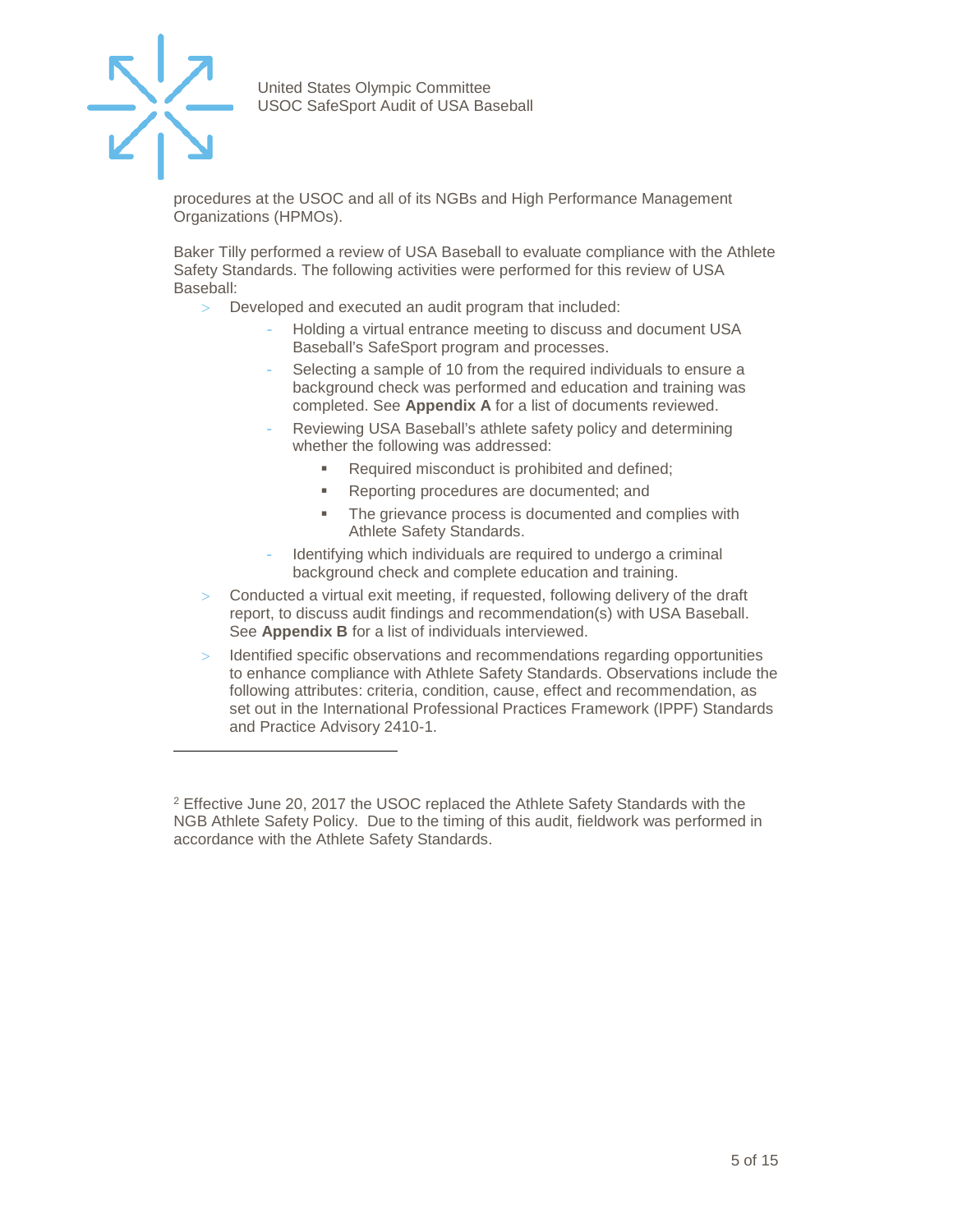procedures at the USOC and all of its NGBs and High Performance Management Organizations (HPMOs).

Baker Tilly performed a review of USA Baseball to evaluate compliance with the Athlete Safety Standards. The following activities were performed for this review of USA Baseball:

- Developed and executed an audit program that included:
  - Holding a virtual entrance meeting to discuss and document USA Baseball's SafeSport program and processes.
  - Selecting a sample of 10 from the required individuals to ensure a background check was performed and education and training was completed. See **Appendix A** for a list of documents reviewed.
  - Reviewing USA Baseball's athlete safety policy and determining whether the following was addressed:
    - Required misconduct is prohibited and defined;
    - Reporting procedures are documented; and
    - The grievance process is documented and complies with Athlete Safety Standards.
  - Identifying which individuals are required to undergo a criminal background check and complete education and training.
- Conducted a virtual exit meeting, if requested, following delivery of the draft report, to discuss audit findings and recommendation(s) with USA Baseball. See **Appendix B** for a list of individuals interviewed.
- Identified specific observations and recommendations regarding opportunities to enhance compliance with Athlete Safety Standards. Observations include the following attributes: criteria, condition, cause, effect and recommendation, as set out in the International Professional Practices Framework (IPPF) Standards and Practice Advisory 2410-1.

---

[2] Effective June 20, 2017 the USOC replaced the Athlete Safety Standards with the NGB Athlete Safety Policy. Due to the timing of this audit, fieldwork was performed in accordance with the Athlete Safety Standards.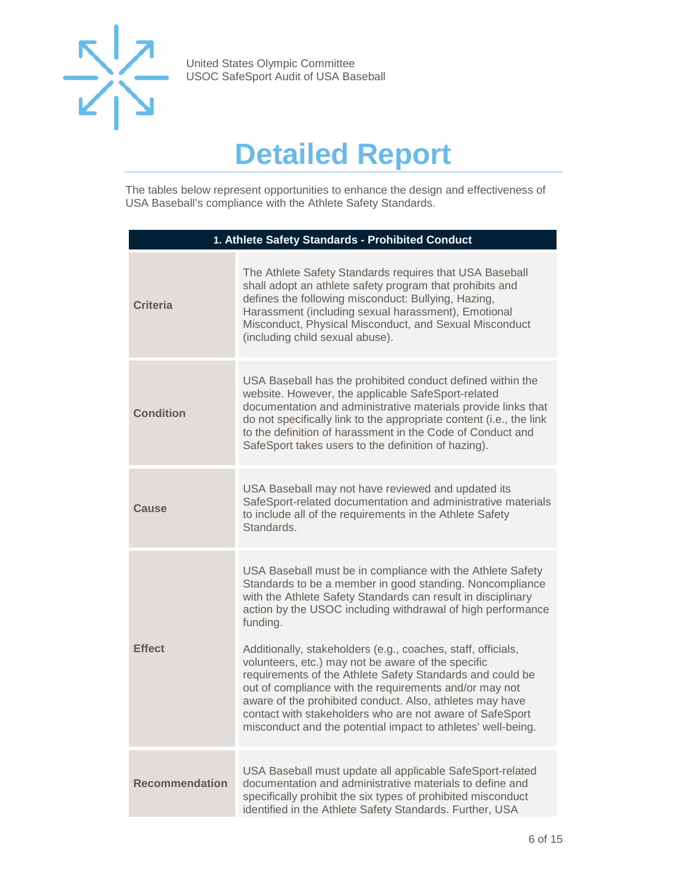# Detailed Report

The tables below represent opportunities to enhance the design and effectiveness of USA Baseball's compliance with the Athlete Safety Standards.

| 1. Athlete Safety Standards - Prohibited Conduct | |
|---|---|
| **Criteria** | The Athlete Safety Standards requires that USA Baseball shall adopt an athlete safety program that prohibits and defines the following misconduct: Bullying, Hazing, Harassment (including sexual harassment), Emotional Misconduct, Physical Misconduct, and Sexual Misconduct (including child sexual abuse). |
| **Condition** | USA Baseball has the prohibited conduct defined within the website. However, the applicable SafeSport-related documentation and administrative materials provide links that do not specifically link to the appropriate content (i.e., the link to the definition of harassment in the Code of Conduct and SafeSport takes users to the definition of hazing). |
| **Cause** | USA Baseball may not have reviewed and updated its SafeSport-related documentation and administrative materials to include all of the requirements in the Athlete Safety Standards. |
| **Effect** | USA Baseball must be in compliance with the Athlete Safety Standards to be a member in good standing. Noncompliance with the Athlete Safety Standards can result in disciplinary action by the USOC including withdrawal of high performance funding.<br><br>Additionally, stakeholders (e.g., coaches, staff, officials, volunteers, etc.) may not be aware of the specific requirements of the Athlete Safety Standards and could be out of compliance with the requirements and/or may not aware of the prohibited conduct. Also, athletes may have contact with stakeholders who are not aware of SafeSport misconduct and the potential impact to athletes' well-being. |
| **Recommendation** | USA Baseball must update all applicable SafeSport-related documentation and administrative materials to define and specifically prohibit the six types of prohibited misconduct identified in the Athlete Safety Standards. Further, USA |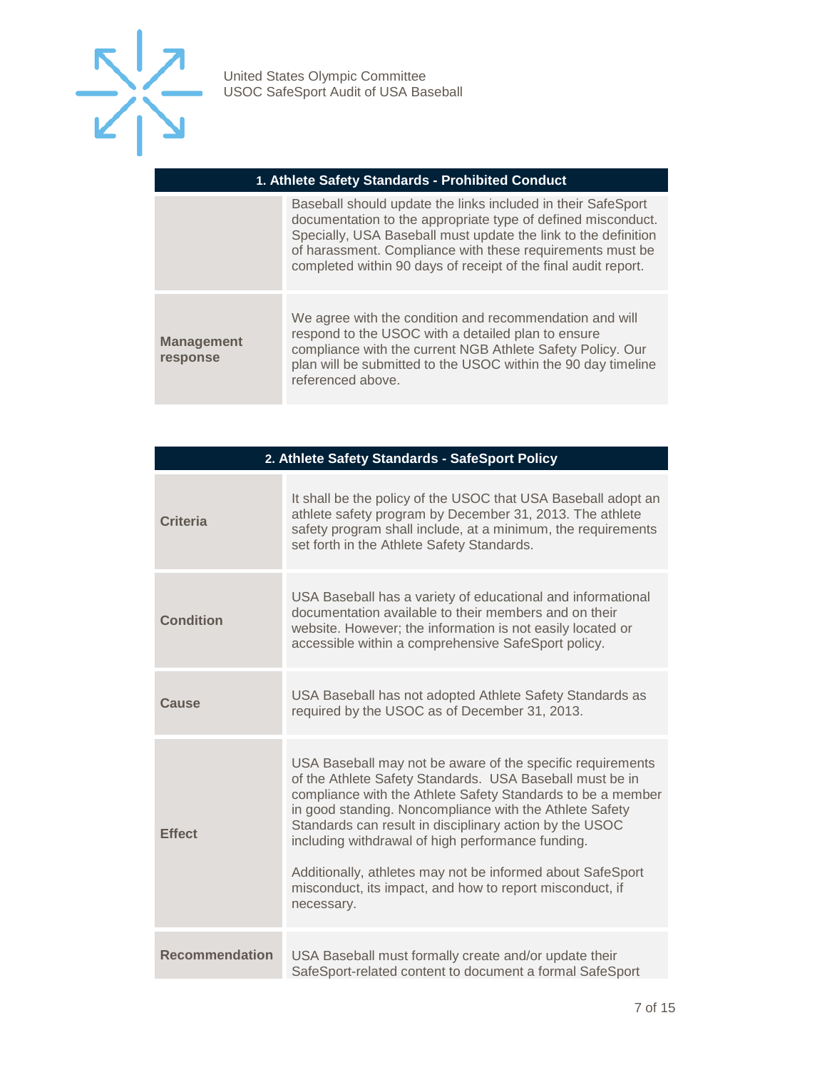| 1. Athlete Safety Standards - Prohibited Conduct | |
|---|---|
| | Baseball should update the links included in their SafeSport documentation to the appropriate type of defined misconduct. Specially, USA Baseball must update the link to the definition of harassment. Compliance with these requirements must be completed within 90 days of receipt of the final audit report. |
| **Management response** | We agree with the condition and recommendation and will respond to the USOC with a detailed plan to ensure compliance with the current NGB Athlete Safety Policy. Our plan will be submitted to the USOC within the 90 day timeline referenced above. |

| 2. Athlete Safety Standards - SafeSport Policy | |
|---|---|
| **Criteria** | It shall be the policy of the USOC that USA Baseball adopt an athlete safety program by December 31, 2013. The athlete safety program shall include, at a minimum, the requirements set forth in the Athlete Safety Standards. |
| **Condition** | USA Baseball has a variety of educational and informational documentation available to their members and on their website. However; the information is not easily located or accessible within a comprehensive SafeSport policy. |
| **Cause** | USA Baseball has not adopted Athlete Safety Standards as required by the USOC as of December 31, 2013. |
| **Effect** | USA Baseball may not be aware of the specific requirements of the Athlete Safety Standards. USA Baseball must be in compliance with the Athlete Safety Standards to be a member in good standing. Noncompliance with the Athlete Safety Standards can result in disciplinary action by the USOC including withdrawal of high performance funding.<br><br>Additionally, athletes may not be informed about SafeSport misconduct, its impact, and how to report misconduct, if necessary. |
| **Recommendation** | USA Baseball must formally create and/or update their SafeSport-related content to document a formal SafeSport |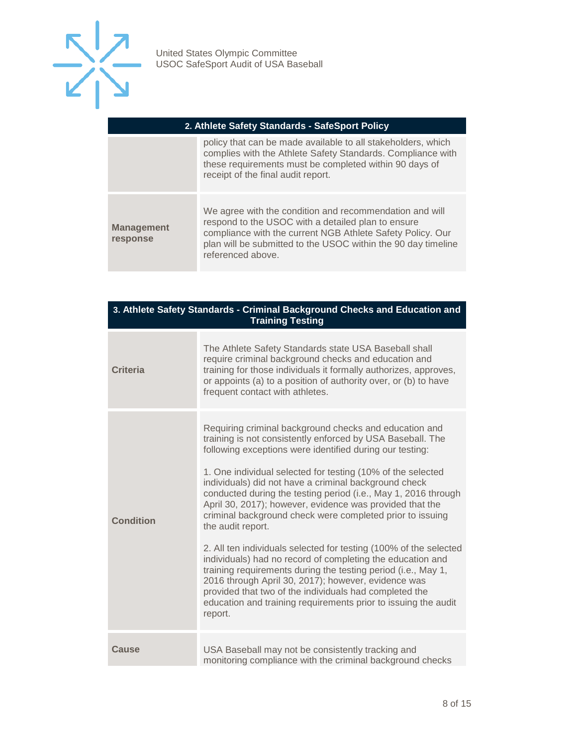| 2. Athlete Safety Standards - SafeSport Policy | |
|---|---|
| | policy that can be made available to all stakeholders, which complies with the Athlete Safety Standards. Compliance with these requirements must be completed within 90 days of receipt of the final audit report. |
| **Management response** | We agree with the condition and recommendation and will respond to the USOC with a detailed plan to ensure compliance with the current NGB Athlete Safety Policy. Our plan will be submitted to the USOC within the 90 day timeline referenced above. |

| 3. Athlete Safety Standards - Criminal Background Checks and Education and Training Testing | |
|---|---|
| **Criteria** | The Athlete Safety Standards state USA Baseball shall require criminal background checks and education and training for those individuals it formally authorizes, approves, or appoints (a) to a position of authority over, or (b) to have frequent contact with athletes. |
| **Condition** | Requiring criminal background checks and education and training is not consistently enforced by USA Baseball. The following exceptions were identified during our testing:<br><br>1. One individual selected for testing (10% of the selected individuals) did not have a criminal background check conducted during the testing period (i.e., May 1, 2016 through April 30, 2017); however, evidence was provided that the criminal background check were completed prior to issuing the audit report.<br><br>2. All ten individuals selected for testing (100% of the selected individuals) had no record of completing the education and training requirements during the testing period (i.e., May 1, 2016 through April 30, 2017); however, evidence was provided that two of the individuals had completed the education and training requirements prior to issuing the audit report. |
| **Cause** | USA Baseball may not be consistently tracking and monitoring compliance with the criminal background checks |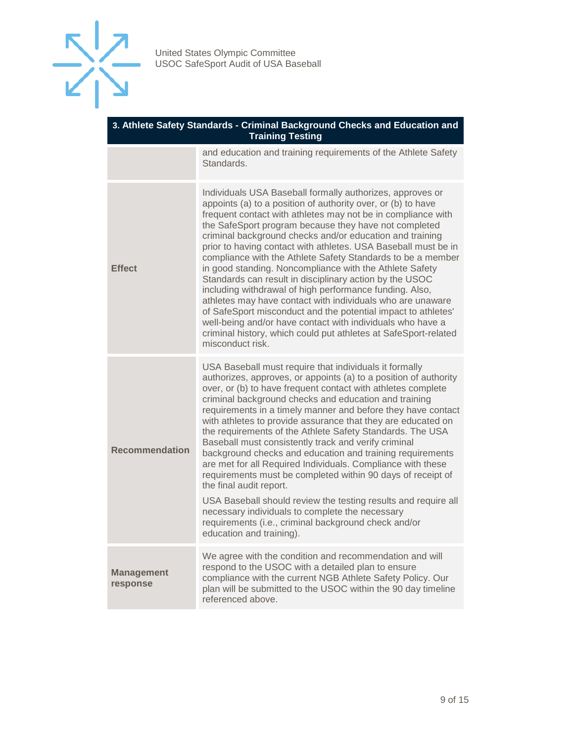| 3. Athlete Safety Standards - Criminal Background Checks and Education and Training Testing | |
|---|---|
| | and education and training requirements of the Athlete Safety Standards. |
| **Effect** | Individuals USA Baseball formally authorizes, approves or appoints (a) to a position of authority over, or (b) to have frequent contact with athletes may not be in compliance with the SafeSport program because they have not completed criminal background checks and/or education and training prior to having contact with athletes. USA Baseball must be in compliance with the Athlete Safety Standards to be a member in good standing. Noncompliance with the Athlete Safety Standards can result in disciplinary action by the USOC including withdrawal of high performance funding. Also, athletes may have contact with individuals who are unaware of SafeSport misconduct and the potential impact to athletes' well-being and/or have contact with individuals who have a criminal history, which could put athletes at SafeSport-related misconduct risk. |
| **Recommendation** | USA Baseball must require that individuals it formally authorizes, approves, or appoints (a) to a position of authority over, or (b) to have frequent contact with athletes complete criminal background checks and education and training requirements in a timely manner and before they have contact with athletes to provide assurance that they are educated on the requirements of the Athlete Safety Standards. The USA Baseball must consistently track and verify criminal background checks and education and training requirements are met for all Required Individuals. Compliance with these requirements must be completed within 90 days of receipt of the final audit report.<br><br>USA Baseball should review the testing results and require all necessary individuals to complete the necessary requirements (i.e., criminal background check and/or education and training). |
| **Management response** | We agree with the condition and recommendation and will respond to the USOC with a detailed plan to ensure compliance with the current NGB Athlete Safety Policy. Our plan will be submitted to the USOC within the 90 day timeline referenced above. |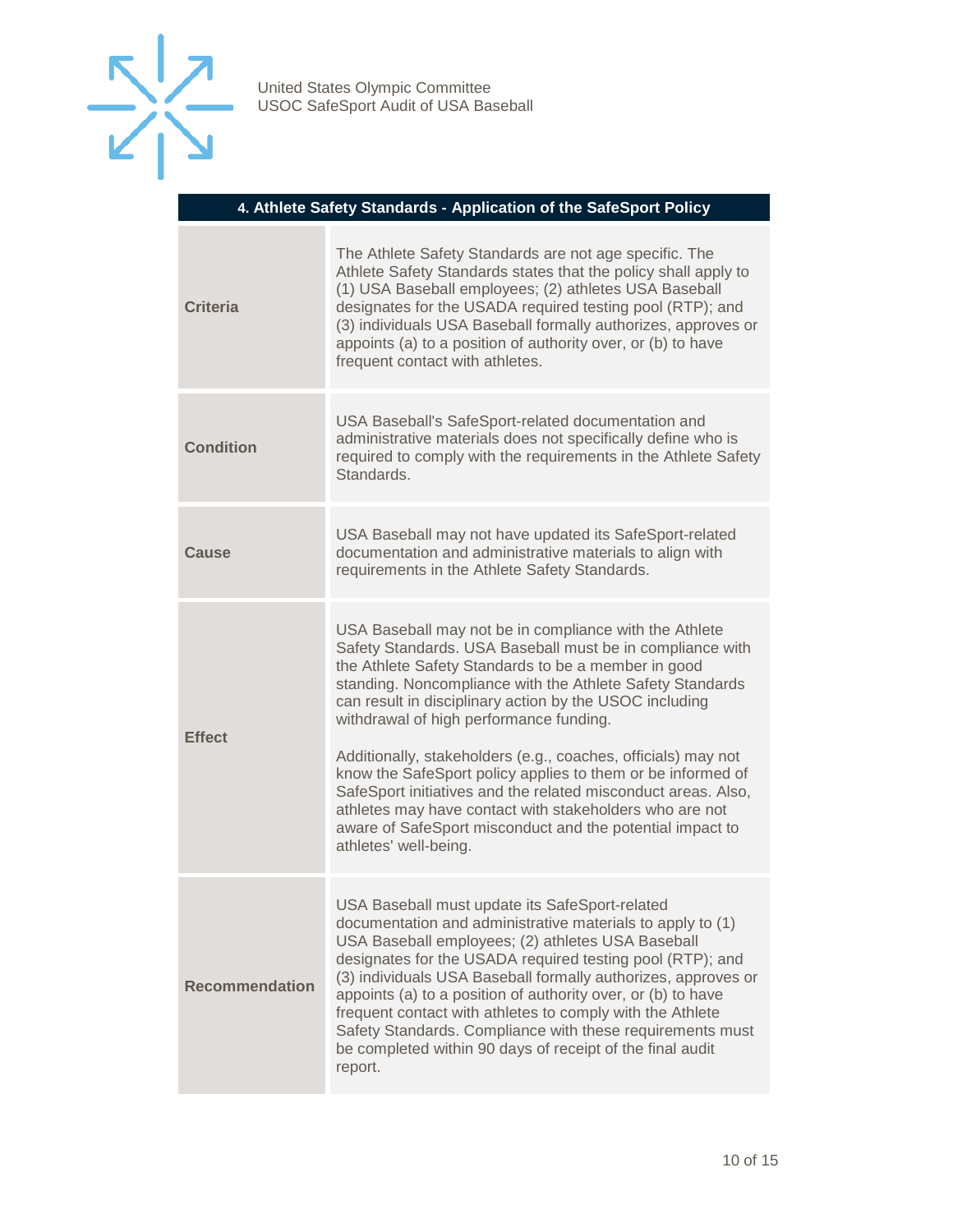| 4. Athlete Safety Standards - Application of the SafeSport Policy | |
|---|---|
| **Criteria** | The Athlete Safety Standards are not age specific. The Athlete Safety Standards states that the policy shall apply to (1) USA Baseball employees; (2) athletes USA Baseball designates for the USADA required testing pool (RTP); and (3) individuals USA Baseball formally authorizes, approves or appoints (a) to a position of authority over, or (b) to have frequent contact with athletes. |
| **Condition** | USA Baseball's SafeSport-related documentation and administrative materials does not specifically define who is required to comply with the requirements in the Athlete Safety Standards. |
| **Cause** | USA Baseball may not have updated its SafeSport-related documentation and administrative materials to align with requirements in the Athlete Safety Standards. |
| **Effect** | USA Baseball may not be in compliance with the Athlete Safety Standards. USA Baseball must be in compliance with the Athlete Safety Standards to be a member in good standing. Noncompliance with the Athlete Safety Standards can result in disciplinary action by the USOC including withdrawal of high performance funding.<br><br>Additionally, stakeholders (e.g., coaches, officials) may not know the SafeSport policy applies to them or be informed of SafeSport initiatives and the related misconduct areas. Also, athletes may have contact with stakeholders who are not aware of SafeSport misconduct and the potential impact to athletes' well-being. |
| **Recommendation** | USA Baseball must update its SafeSport-related documentation and administrative materials to apply to (1) USA Baseball employees; (2) athletes USA Baseball designates for the USADA required testing pool (RTP); and (3) individuals USA Baseball formally authorizes, approves or appoints (a) to a position of authority over, or (b) to have frequent contact with athletes to comply with the Athlete Safety Standards. Compliance with these requirements must be completed within 90 days of receipt of the final audit report. |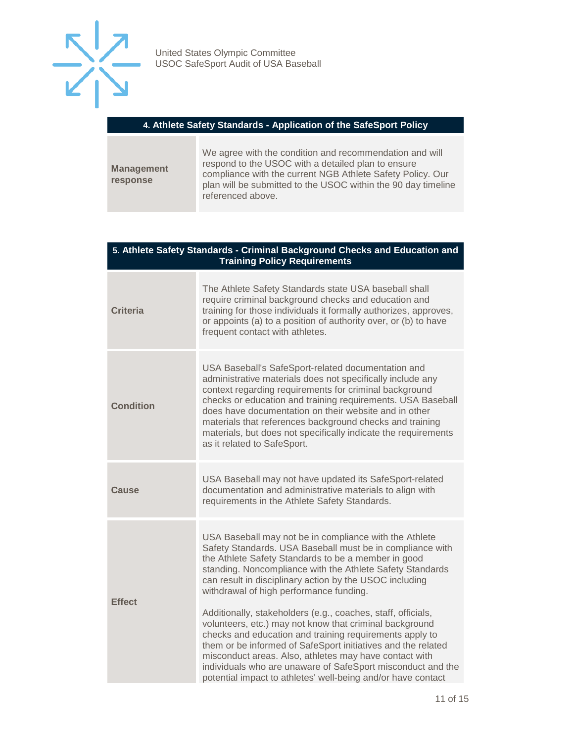| 4. Athlete Safety Standards - Application of the SafeSport Policy | |
|---|---|
| **Management response** | We agree with the condition and recommendation and will respond to the USOC with a detailed plan to ensure compliance with the current NGB Athlete Safety Policy. Our plan will be submitted to the USOC within the 90 day timeline referenced above. |

| 5. Athlete Safety Standards - Criminal Background Checks and Education and Training Policy Requirements | |
|---|---|
| **Criteria** | The Athlete Safety Standards state USA baseball shall require criminal background checks and education and training for those individuals it formally authorizes, approves, or appoints (a) to a position of authority over, or (b) to have frequent contact with athletes. |
| **Condition** | USA Baseball's SafeSport-related documentation and administrative materials does not specifically include any context regarding requirements for criminal background checks or education and training requirements. USA Baseball does have documentation on their website and in other materials that references background checks and training materials, but does not specifically indicate the requirements as it related to SafeSport. |
| **Cause** | USA Baseball may not have updated its SafeSport-related documentation and administrative materials to align with requirements in the Athlete Safety Standards. |
| **Effect** | USA Baseball may not be in compliance with the Athlete Safety Standards. USA Baseball must be in compliance with the Athlete Safety Standards to be a member in good standing. Noncompliance with the Athlete Safety Standards can result in disciplinary action by the USOC including withdrawal of high performance funding.<br><br>Additionally, stakeholders (e.g., coaches, staff, officials, volunteers, etc.) may not know that criminal background checks and education and training requirements apply to them or be informed of SafeSport initiatives and the related misconduct areas. Also, athletes may have contact with individuals who are unaware of SafeSport misconduct and the potential impact to athletes' well-being and/or have contact |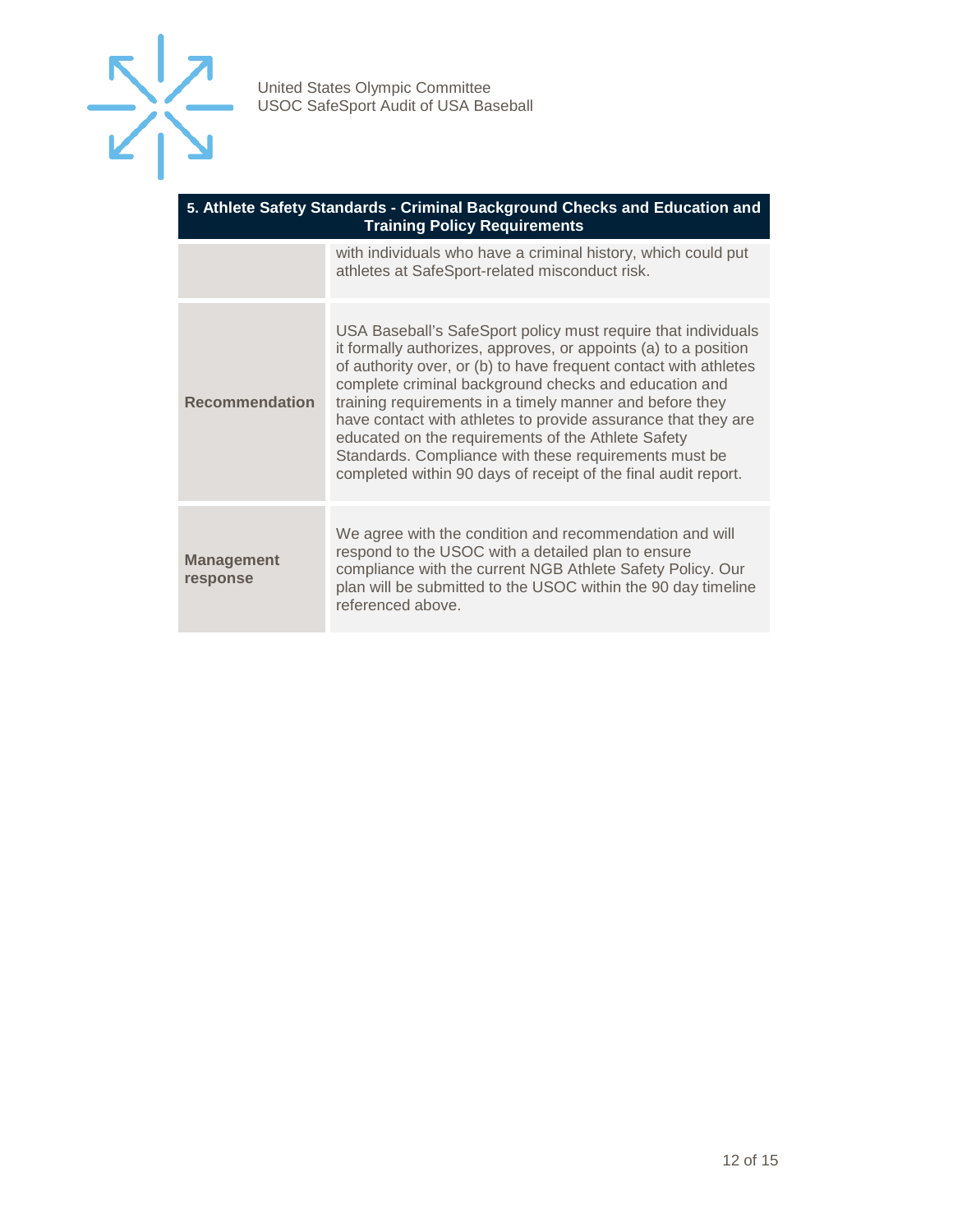| 5. Athlete Safety Standards - Criminal Background Checks and Education and Training Policy Requirements | |
|---|---|
| | with individuals who have a criminal history, which could put athletes at SafeSport-related misconduct risk. |
| **Recommendation** | USA Baseball's SafeSport policy must require that individuals it formally authorizes, approves, or appoints (a) to a position of authority over, or (b) to have frequent contact with athletes complete criminal background checks and education and training requirements in a timely manner and before they have contact with athletes to provide assurance that they are educated on the requirements of the Athlete Safety Standards. Compliance with these requirements must be completed within 90 days of receipt of the final audit report. |
| **Management response** | We agree with the condition and recommendation and will respond to the USOC with a detailed plan to ensure compliance with the current NGB Athlete Safety Policy. Our plan will be submitted to the USOC within the 90 day timeline referenced above. |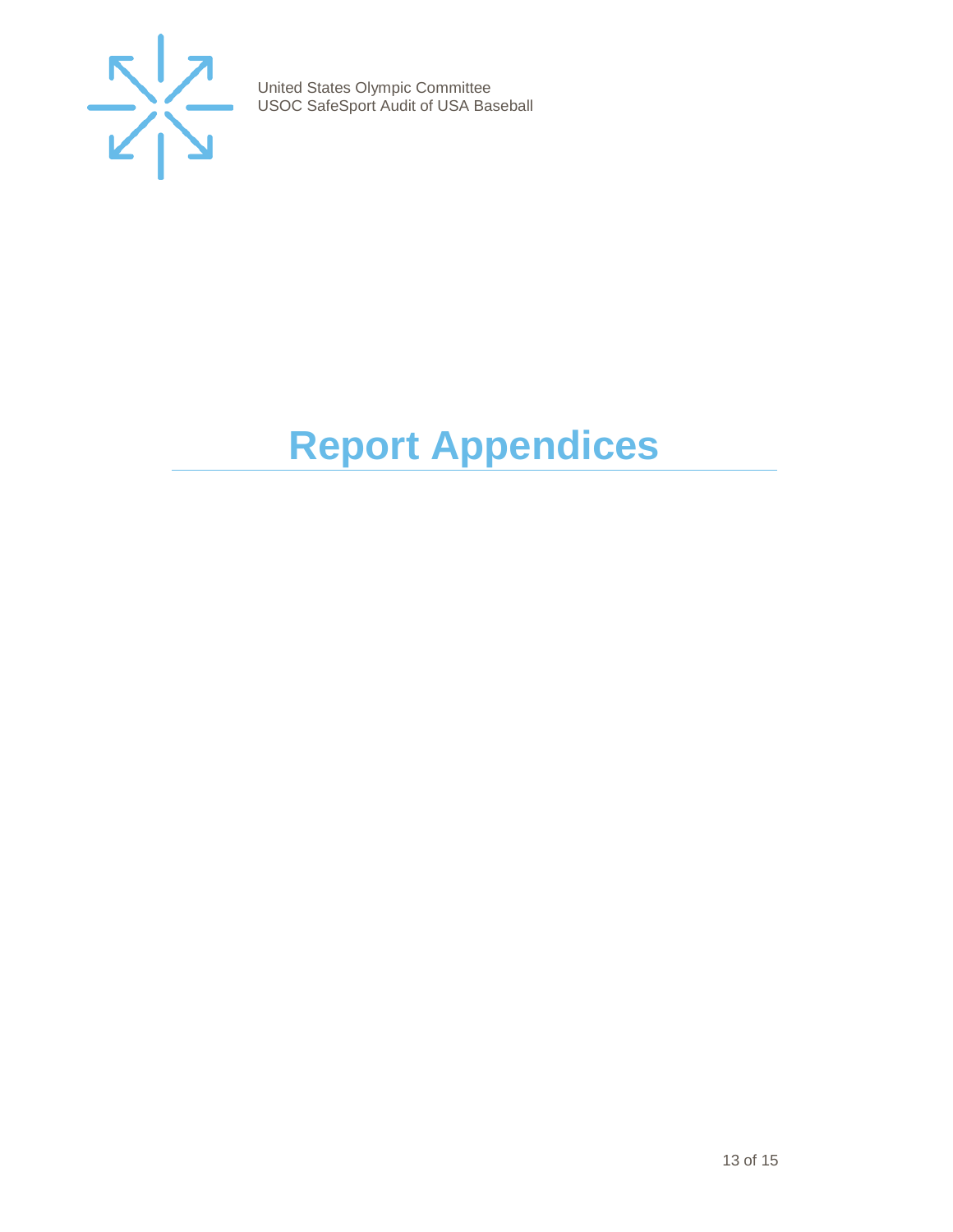# Report Appendices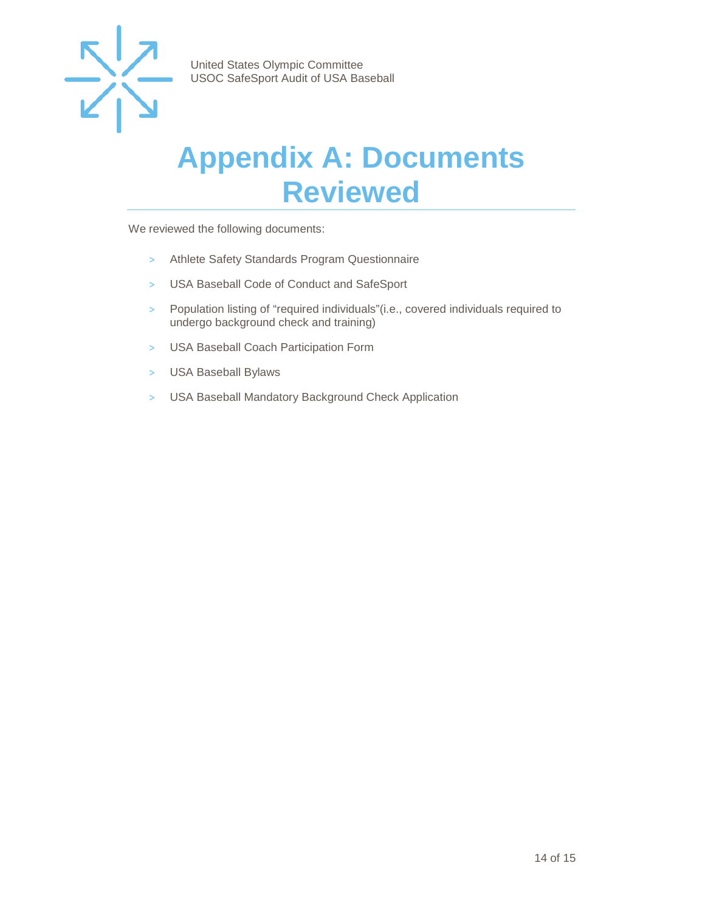# Appendix A: Documents Reviewed

We reviewed the following documents:

- Athlete Safety Standards Program Questionnaire
- USA Baseball Code of Conduct and SafeSport
- Population listing of “required individuals”(i.e., covered individuals required to undergo background check and training)
- USA Baseball Coach Participation Form
- USA Baseball Bylaws
- USA Baseball Mandatory Background Check Application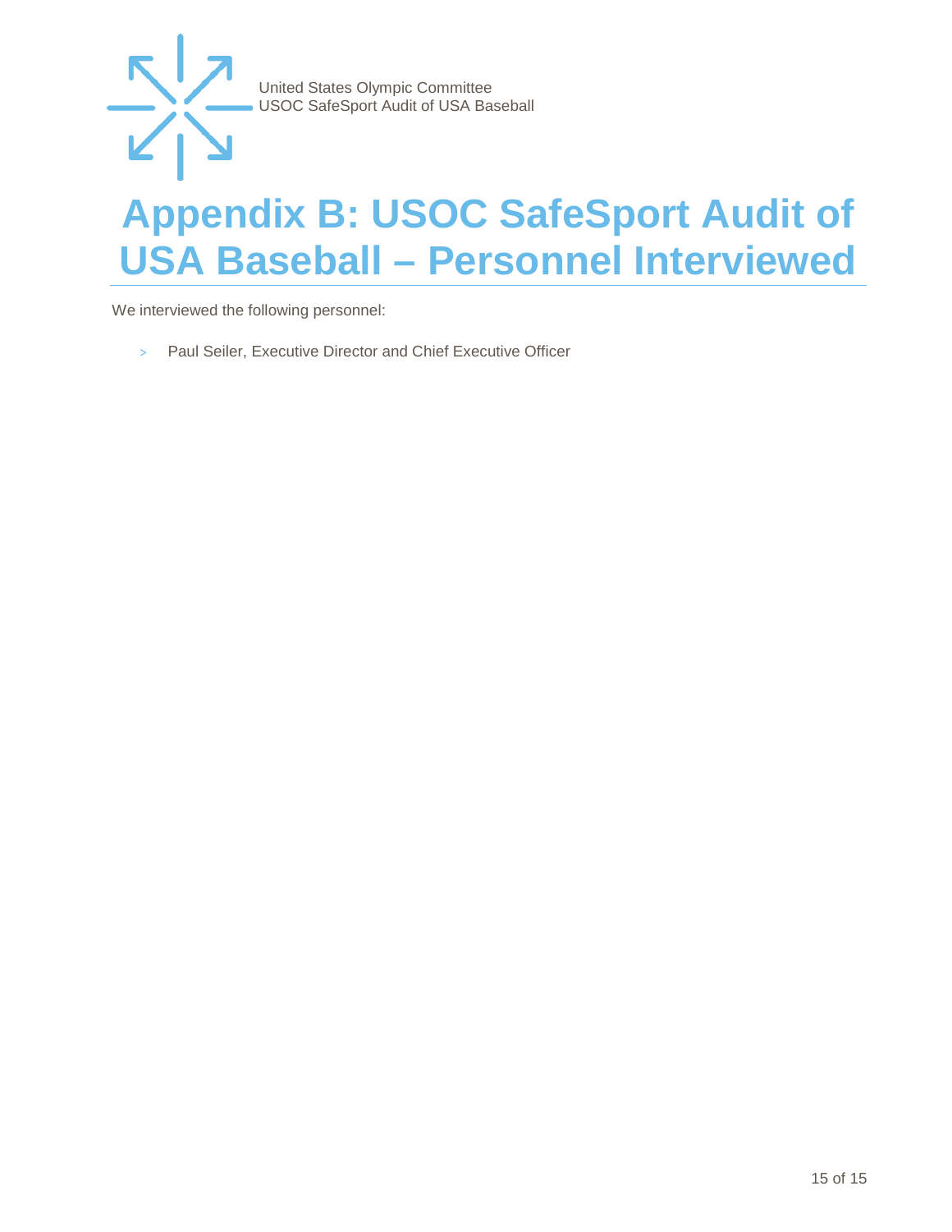# Appendix B: USOC SafeSport Audit of USA Baseball – Personnel Interviewed

We interviewed the following personnel:

- Paul Seiler, Executive Director and Chief Executive Officer